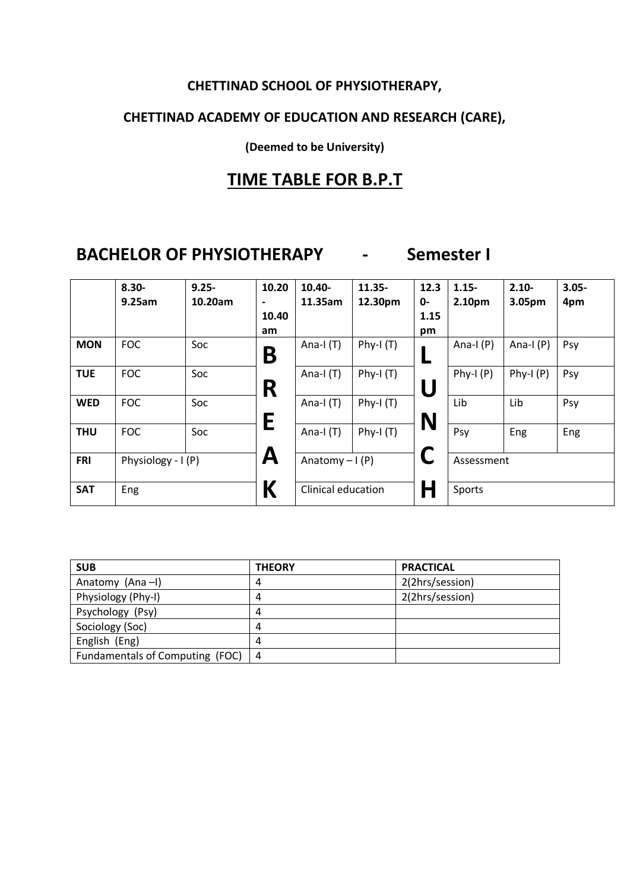**CHETTINAD SCHOOL OF PHYSIOTHERAPY,**

**CHETTINAD ACADEMY OF EDUCATION AND RESEARCH (CARE),**

**(Deemed to be University)**

# TIME TABLE FOR B.P.T

## BACHELOR OF PHYSIOTHERAPY - Semester I

| | 8.30-9.25am | 9.25-10.20am | 10.20-10.40 am | 10.40-11.35am | 11.35-12.30pm | 12.30-1.15 pm | 1.15-2.10pm | 2.10-3.05pm | 3.05-4pm |
|---|---|---|---|---|---|---|---|---|---|
| **MON** | FOC | Soc | B | Ana-I (T) | Phy-I (T) | L | Ana-I (P) | Ana-I (P) | Psy |
| **TUE** | FOC | Soc | R | Ana-I (T) | Phy-I (T) | U | Phy-I (P) | Phy-I (P) | Psy |
| **WED** | FOC | Soc | E | Ana-I (T) | Phy-I (T) | N | Lib | Lib | Psy |
| **THU** | FOC | Soc | | Ana-I (T) | Phy-I (T) | | Psy | Eng | Eng |
| **FRI** | Physiology - I (P) | | A | Anatomy – I (P) | | C | Assessment | | |
| **SAT** | Eng | | K | Clinical education | | H | Sports | | |

| SUB | THEORY | PRACTICAL |
|---|---|---|
| Anatomy (Ana –I) | 4 | 2(2hrs/session) |
| Physiology (Phy-I) | 4 | 2(2hrs/session) |
| Psychology (Psy) | 4 | |
| Sociology (Soc) | 4 | |
| English (Eng) | 4 | |
| Fundamentals of Computing (FOC) | 4 | |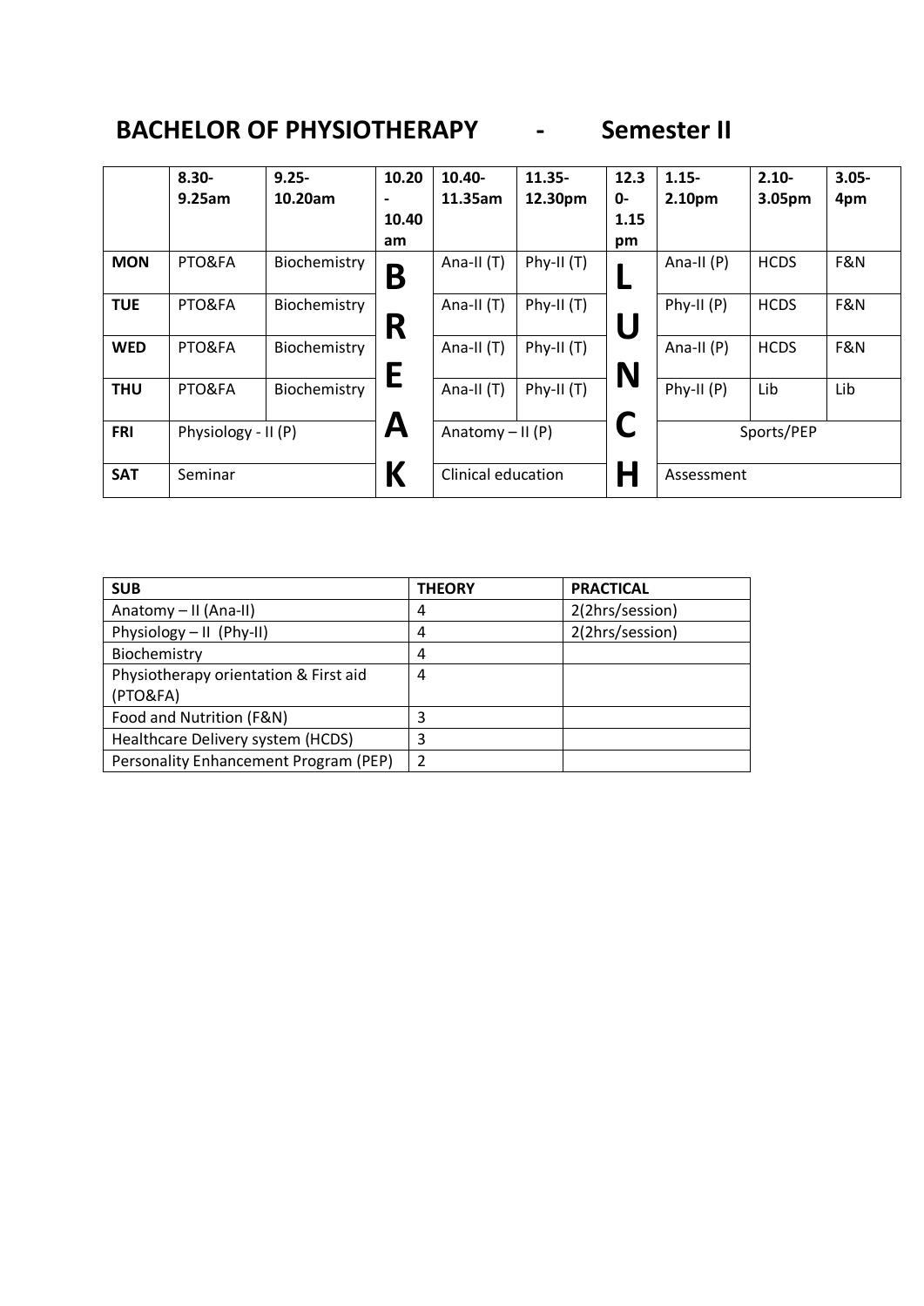# BACHELOR OF PHYSIOTHERAPY - Semester II

| | 8.30-9.25am | 9.25-10.20am | 10.20-10.40 am | 10.40-11.35am | 11.35-12.30pm | 12.30-1.15 pm | 1.15-2.10pm | 2.10-3.05pm | 3.05-4pm |
|---|---|---|---|---|---|---|---|---|---|
| **MON** | PTO&FA | Biochemistry | B | Ana-II (T) | Phy-II (T) | L | Ana-II (P) | HCDS | F&N |
| **TUE** | PTO&FA | Biochemistry | R | Ana-II (T) | Phy-II (T) | U | Phy-II (P) | HCDS | F&N |
| **WED** | PTO&FA | Biochemistry | E | Ana-II (T) | Phy-II (T) | N | Ana-II (P) | HCDS | F&N |
| **THU** | PTO&FA | Biochemistry | A | Ana-II (T) | Phy-II (T) | C | Phy-II (P) | Lib | Lib |
| **FRI** | Physiology - II (P) | | K | Anatomy – II (P) | | H | Sports/PEP | | |
| **SAT** | Seminar | | | Clinical education | | | Assessment | | |

| SUB | THEORY | PRACTICAL |
|---|---|---|
| Anatomy – II (Ana-II) | 4 | 2(2hrs/session) |
| Physiology – II (Phy-II) | 4 | 2(2hrs/session) |
| Biochemistry | 4 | |
| Physiotherapy orientation & First aid (PTO&FA) | 4 | |
| Food and Nutrition (F&N) | 3 | |
| Healthcare Delivery system (HCDS) | 3 | |
| Personality Enhancement Program (PEP) | 2 | |